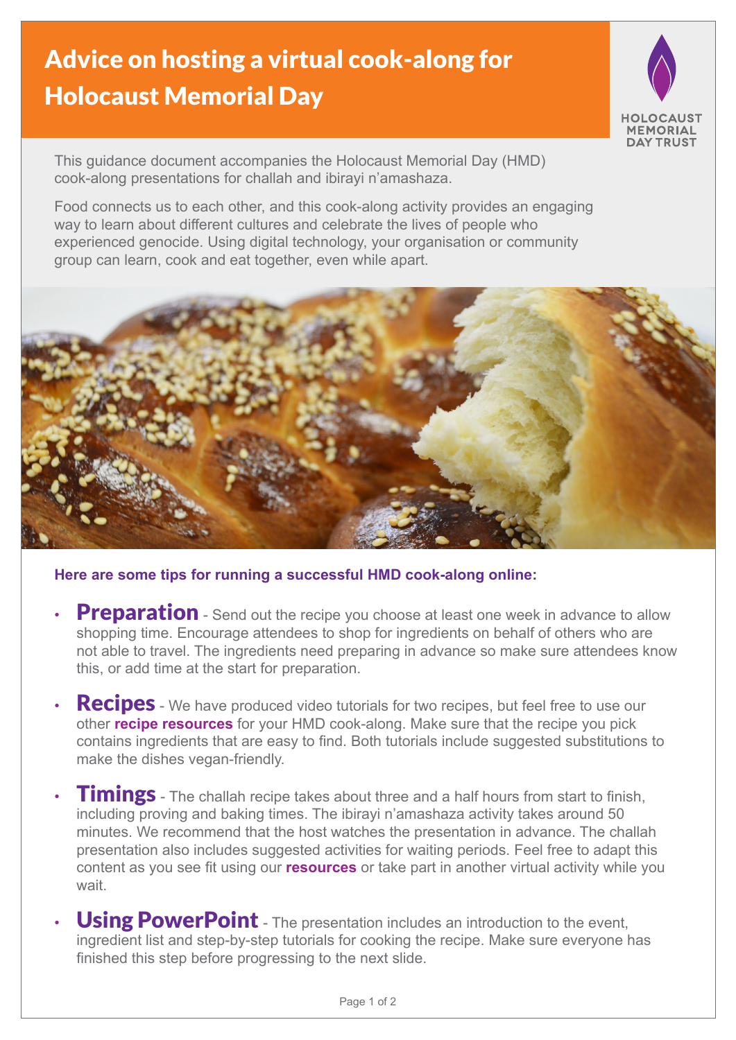# Advice on hosting a virtual cook-along for Holocaust Memorial Day

HOLOCAUST MEMORIAL DAY TRUST

This guidance document accompanies the Holocaust Memorial Day (HMD) cook-along presentations for challah and ibirayi n'amashaza.

Food connects us to each other, and this cook-along activity provides an engaging way to learn about different cultures and celebrate the lives of people who experienced genocide. Using digital technology, your organisation or community group can learn, cook and eat together, even while apart.

**Here are some tips for running a successful HMD cook-along online:**

- **Preparation** - Send out the recipe you choose at least one week in advance to allow shopping time. Encourage attendees to shop for ingredients on behalf of others who are not able to travel. The ingredients need preparing in advance so make sure attendees know this, or add time at the start for preparation.
- **Recipes** - We have produced video tutorials for two recipes, but feel free to use our other **recipe resources** for your HMD cook-along. Make sure that the recipe you pick contains ingredients that are easy to find. Both tutorials include suggested substitutions to make the dishes vegan-friendly.
- **Timings** - The challah recipe takes about three and a half hours from start to finish, including proving and baking times. The ibirayi n'amashaza activity takes around 50 minutes. We recommend that the host watches the presentation in advance. The challah presentation also includes suggested activities for waiting periods. Feel free to adapt this content as you see fit using our **resources** or take part in another virtual activity while you wait.
- **Using PowerPoint** - The presentation includes an introduction to the event, ingredient list and step-by-step tutorials for cooking the recipe. Make sure everyone has finished this step before progressing to the next slide.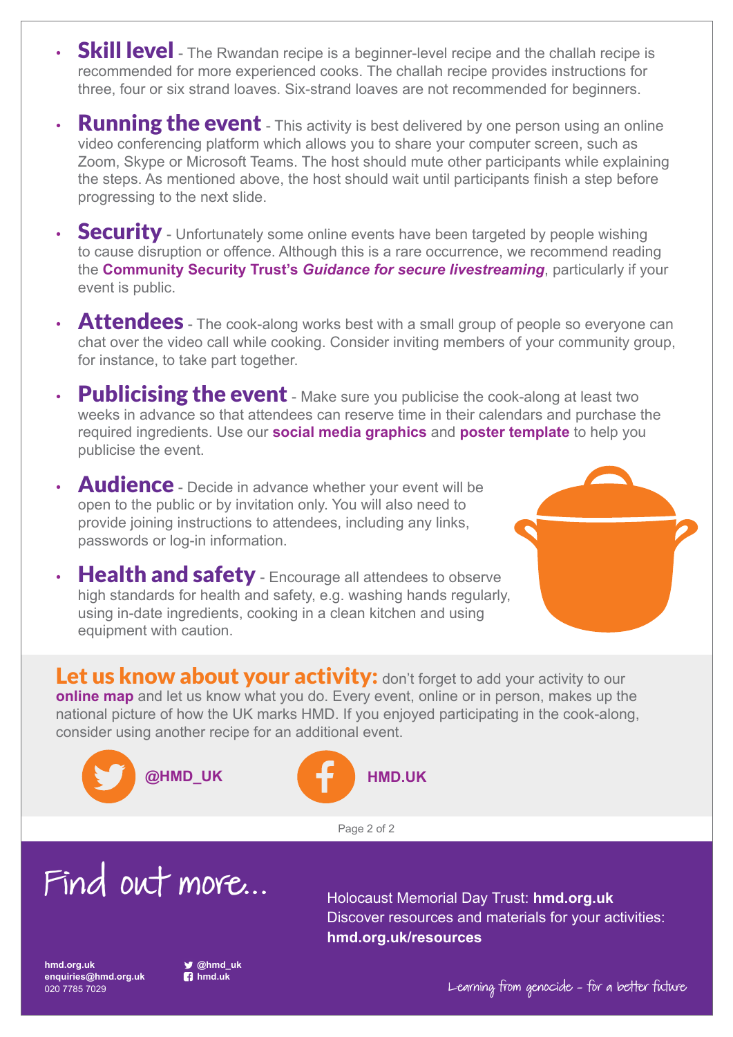- **Skill level** - The Rwandan recipe is a beginner-level recipe and the challah recipe is recommended for more experienced cooks. The challah recipe provides instructions for three, four or six strand loaves. Six-strand loaves are not recommended for beginners.

- **Running the event** - This activity is best delivered by one person using an online video conferencing platform which allows you to share your computer screen, such as Zoom, Skype or Microsoft Teams. The host should mute other participants while explaining the steps. As mentioned above, the host should wait until participants finish a step before progressing to the next slide.

- **Security** - Unfortunately some online events have been targeted by people wishing to cause disruption or offence. Although this is a rare occurrence, we recommend reading the **Community Security Trust's *Guidance for secure livestreaming***, particularly if your event is public.

- **Attendees** - The cook-along works best with a small group of people so everyone can chat over the video call while cooking. Consider inviting members of your community group, for instance, to take part together.

- **Publicising the event** - Make sure you publicise the cook-along at least two weeks in advance so that attendees can reserve time in their calendars and purchase the required ingredients. Use our **social media graphics** and **poster template** to help you publicise the event.

- **Audience** - Decide in advance whether your event will be open to the public or by invitation only. You will also need to provide joining instructions to attendees, including any links, passwords or log-in information.

- **Health and safety** - Encourage all attendees to observe high standards for health and safety, e.g. washing hands regularly, using in-date ingredients, cooking in a clean kitchen and using equipment with caution.

**Let us know about your activity:** don't forget to add your activity to our **online map** and let us know what you do. Every event, online or in person, makes up the national picture of how the UK marks HMD. If you enjoyed participating in the cook-along, consider using another recipe for an additional event.

**@HMD_UK**

**HMD.UK**

## Find out more...

Holocaust Memorial Day Trust: **hmd.org.uk**
Discover resources and materials for your activities: **hmd.org.uk/resources**

**hmd.org.uk**
**enquiries@hmd.org.uk**
020 7785 7029

**@hmd_uk**
**hmd.uk**

Learning from genocide – for a better future